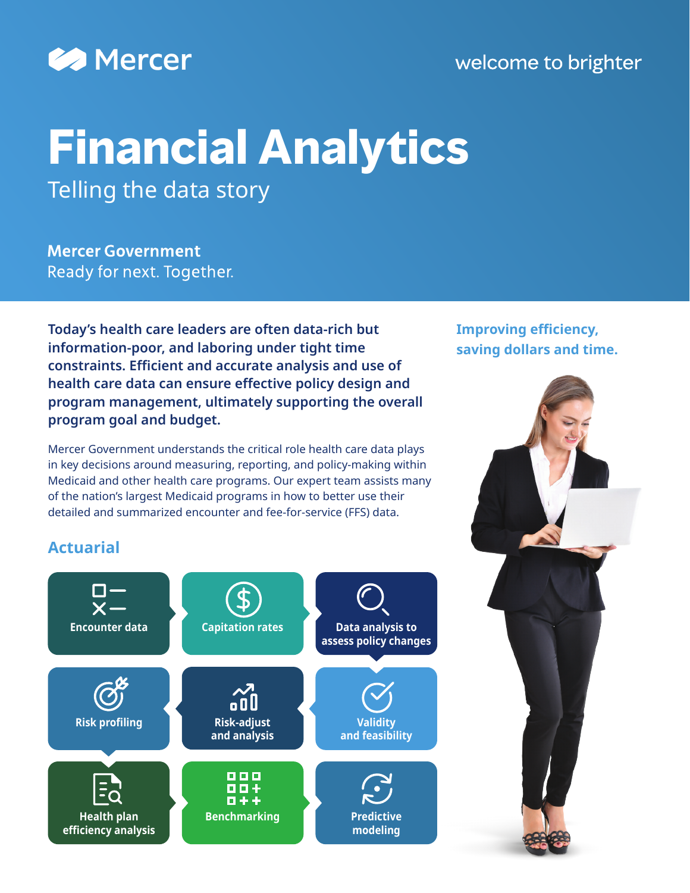Mercer

welcome to brighter

# Financial Analytics

## Telling the data story

**Mercer Government**
Ready for next. Together.

**Today's health care leaders are often data-rich but information-poor, and laboring under tight time constraints. Efficient and accurate analysis and use of health care data can ensure effective policy design and program management, ultimately supporting the overall program goal and budget.**

Mercer Government understands the critical role health care data plays in key decisions around measuring, reporting, and policy-making within Medicaid and other health care programs. Our expert team assists many of the nation's largest Medicaid programs in how to better use their detailed and summarized encounter and fee-for-service (FFS) data.

**Improving efficiency, saving dollars and time.**

### Actuarial

- Encounter data
- Capitation rates
- Data analysis to assess policy changes
- Validity and feasibility
- Risk-adjust and analysis
- Risk profiling
- Health plan efficiency analysis
- Benchmarking
- Predictive modeling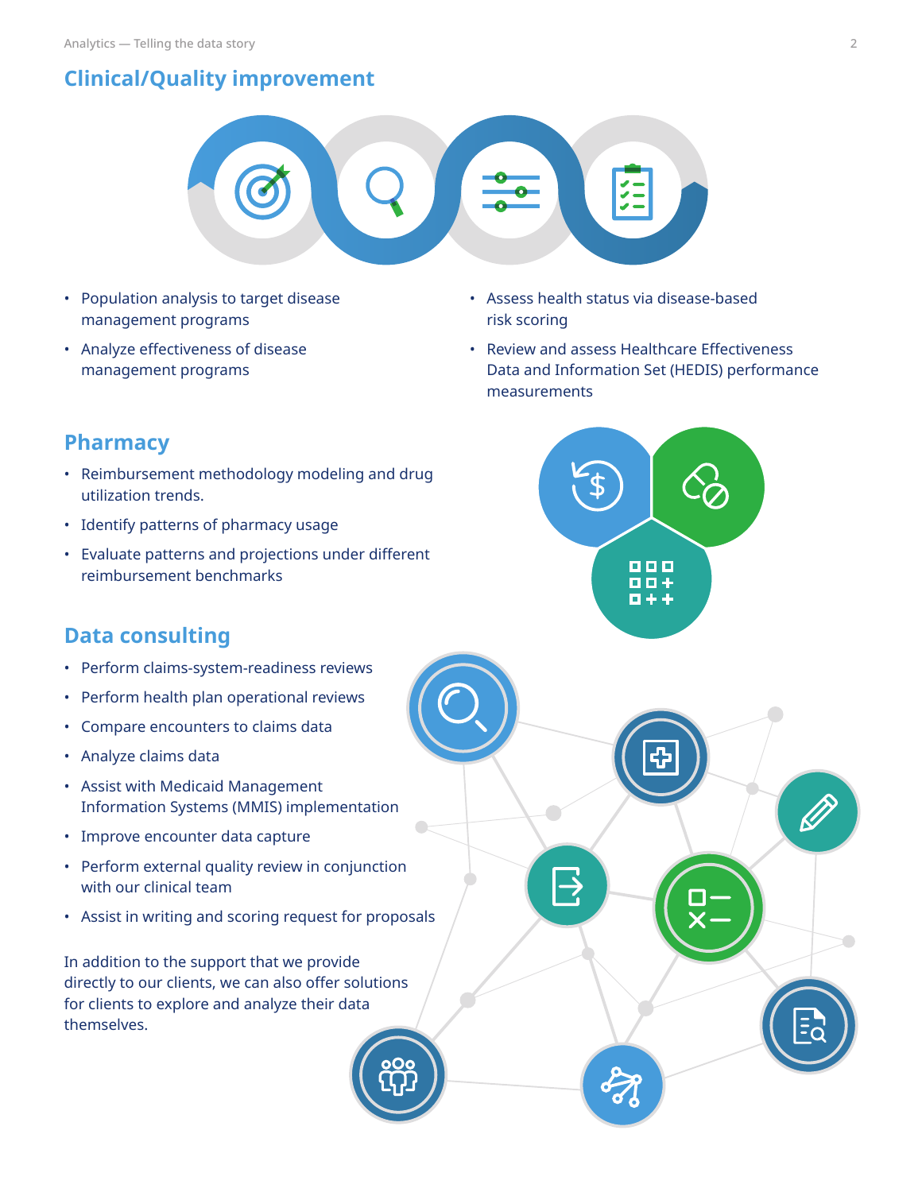## Clinical/Quality improvement

- Population analysis to target disease management programs
- Analyze effectiveness of disease management programs
- Assess health status via disease-based risk scoring
- Review and assess Healthcare Effectiveness Data and Information Set (HEDIS) performance measurements

## Pharmacy

- Reimbursement methodology modeling and drug utilization trends.
- Identify patterns of pharmacy usage
- Evaluate patterns and projections under different reimbursement benchmarks

## Data consulting

- Perform claims-system-readiness reviews
- Perform health plan operational reviews
- Compare encounters to claims data
- Analyze claims data
- Assist with Medicaid Management Information Systems (MMIS) implementation
- Improve encounter data capture
- Perform external quality review in conjunction with our clinical team
- Assist in writing and scoring request for proposals

In addition to the support that we provide directly to our clients, we can also offer solutions for clients to explore and analyze their data themselves.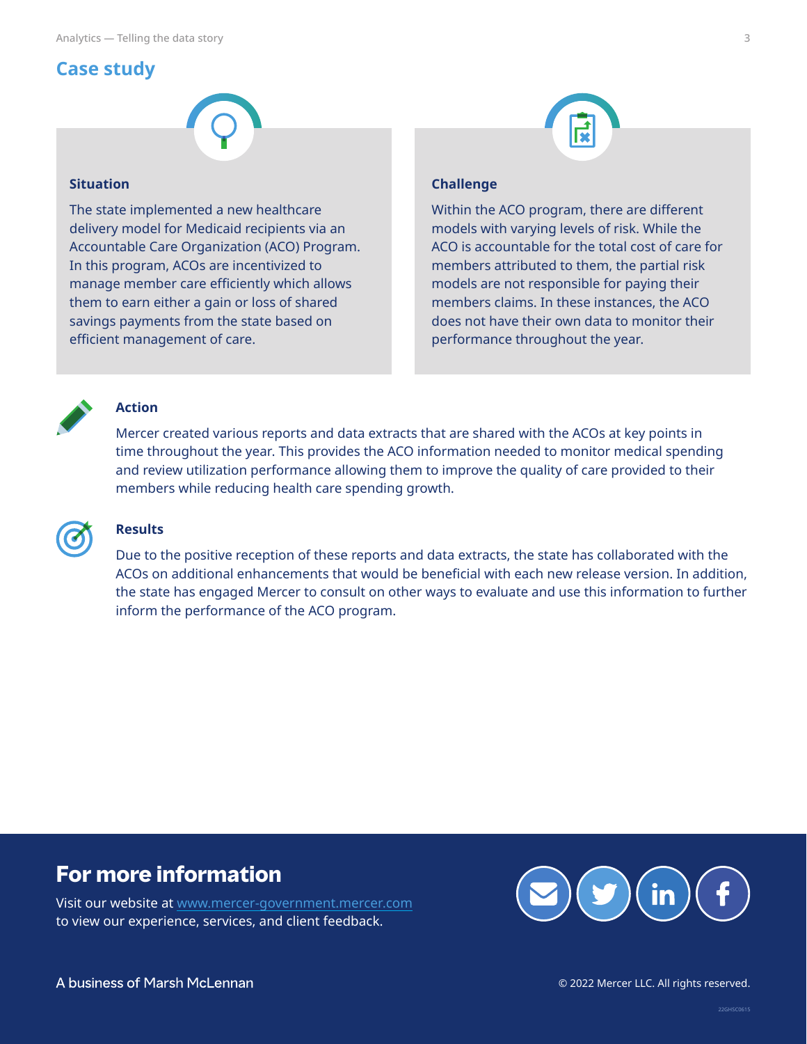## Case study

### Situation

The state implemented a new healthcare delivery model for Medicaid recipients via an Accountable Care Organization (ACO) Program. In this program, ACOs are incentivized to manage member care efficiently which allows them to earn either a gain or loss of shared savings payments from the state based on efficient management of care.

### Challenge

Within the ACO program, there are different models with varying levels of risk. While the ACO is accountable for the total cost of care for members attributed to them, the partial risk models are not responsible for paying their members claims. In these instances, the ACO does not have their own data to monitor their performance throughout the year.

### Action

Mercer created various reports and data extracts that are shared with the ACOs at key points in time throughout the year. This provides the ACO information needed to monitor medical spending and review utilization performance allowing them to improve the quality of care provided to their members while reducing health care spending growth.

### Results

Due to the positive reception of these reports and data extracts, the state has collaborated with the ACOs on additional enhancements that would be beneficial with each new release version. In addition, the state has engaged Mercer to consult on other ways to evaluate and use this information to further inform the performance of the ACO program.

## For more information

Visit our website at [www.mercer-government.mercer.com](http://www.mercer-government.mercer.com) to view our experience, services, and client feedback.

A business of Marsh McLennan

© 2022 Mercer LLC. All rights reserved.

22GHSC0615